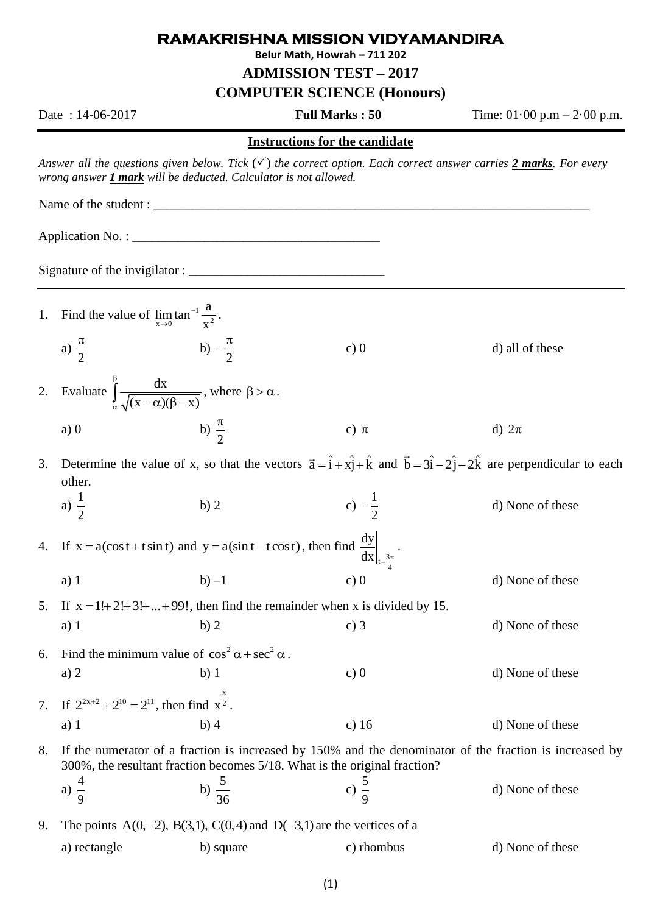# RAMAKRISHNA MISSION VIDYAMANDIRA

**Belur Math, Howrah – 711 202**

## ADMISSION TEST – 2017

## COMPUTER SCIENCE (Honours)

Date : 14-06-2017 | **Full Marks : 50** | Time: 01·00 p.m – 2·00 p.m.

**Instructions for the candidate**

*Answer all the questions given below. Tick (✓) the correct option. Each correct answer carries **2 marks**. For every wrong answer **1 mark** will be deducted. Calculator is not allowed.*

Name of the student : ____________________________________________________________________

Application No. : ______________________________________

Signature of the invigilator : ______________________________

1. Find the value of $\lim_{x\to 0}\tan^{-1}\frac{a}{x^2}$.

   a) $\frac{\pi}{2}$ b) $-\frac{\pi}{2}$ c) 0 d) all of these

2. Evaluate $\int_{\alpha}^{\beta}\frac{dx}{\sqrt{(x-\alpha)(\beta-x)}}$, where $\beta > \alpha$.

   a) 0 b) $\frac{\pi}{2}$ c) $\pi$ d) $2\pi$

3. Determine the value of x, so that the vectors $\vec{a} = \hat{i} + x\hat{j} + \hat{k}$ and $\vec{b} = 3\hat{i} - 2\hat{j} - 2\hat{k}$ are perpendicular to each other.

   a) $\frac{1}{2}$ b) 2 c) $-\frac{1}{2}$ d) None of these

4. If $x = a(\cos t + t\sin t)$ and $y = a(\sin t - t\cos t)$, then find $\left.\frac{dy}{dx}\right|_{t=\frac{3\pi}{4}}$.

   a) 1 b) –1 c) 0 d) None of these

5. If $x = 1! + 2! + 3! + ... + 99!$, then find the remainder when x is divided by 15.

   a) 1 b) 2 c) 3 d) None of these

6. Find the minimum value of $\cos^2\alpha + \sec^2\alpha$.

   a) 2 b) 1 c) 0 d) None of these

7. If $2^{2x+2} + 2^{10} = 2^{11}$, then find $x^{\frac{x}{2}}$.

   a) 1 b) 4 c) 16 d) None of these

8. If the numerator of a fraction is increased by 150% and the denominator of the fraction is increased by 300%, the resultant fraction becomes 5/18. What is the original fraction?

   a) $\frac{4}{9}$ b) $\frac{5}{36}$ c) $\frac{5}{9}$ d) None of these

9. The points $A(0,-2)$, $B(3,1)$, $C(0,4)$ and $D(-3,1)$ are the vertices of a

   a) rectangle b) square c) rhombus d) None of these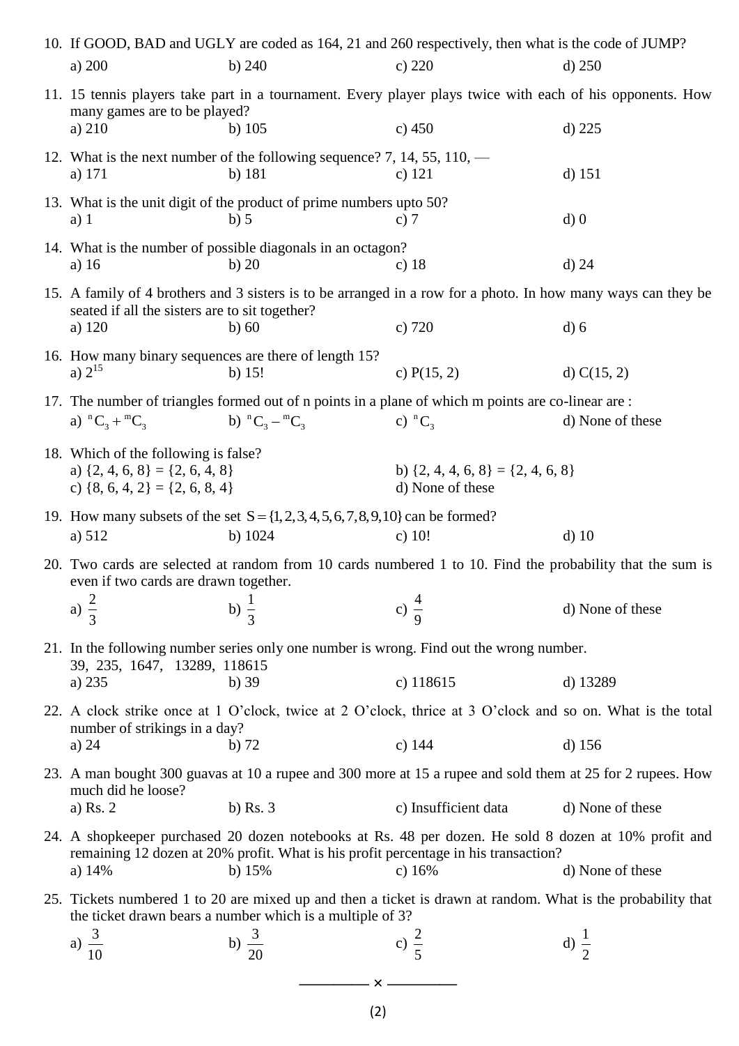10. If GOOD, BAD and UGLY are coded as 164, 21 and 260 respectively, then what is the code of JUMP?
    a) 200 b) 240 c) 220 d) 250

11. 15 tennis players take part in a tournament. Every player plays twice with each of his opponents. How many games are to be played?
    a) 210 b) 105 c) 450 d) 225

12. What is the next number of the following sequence? 7, 14, 55, 110, —
    a) 171 b) 181 c) 121 d) 151

13. What is the unit digit of the product of prime numbers upto 50?
    a) 1 b) 5 c) 7 d) 0

14. What is the number of possible diagonals in an octagon?
    a) 16 b) 20 c) 18 d) 24

15. A family of 4 brothers and 3 sisters is to be arranged in a row for a photo. In how many ways can they be seated if all the sisters are to sit together?
    a) 120 b) 60 c) 720 d) 6

16. How many binary sequences are there of length 15?
    a) $2^{15}$ b) 15! c) P(15, 2) d) C(15, 2)

17. The number of triangles formed out of n points in a plane of which m points are co-linear are :
    a) ${}^{n}C_3 + {}^{m}C_3$ b) ${}^{n}C_3 - {}^{m}C_3$ c) ${}^{n}C_3$ d) None of these

18. Which of the following is false?
    a) {2, 4, 6, 8} = {2, 6, 4, 8} b) {2, 4, 4, 6, 8} = {2, 4, 6, 8}
    c) {8, 6, 4, 2} = {2, 6, 8, 4} d) None of these

19. How many subsets of the set $S = \{1, 2, 3, 4, 5, 6, 7, 8, 9, 10\}$ can be formed?
    a) 512 b) 1024 c) 10! d) 10

20. Two cards are selected at random from 10 cards numbered 1 to 10. Find the probability that the sum is even if two cards are drawn together.
    a) $\frac{2}{3}$ b) $\frac{1}{3}$ c) $\frac{4}{9}$ d) None of these

21. In the following number series only one number is wrong. Find out the wrong number.
    39, 235, 1647, 13289, 118615
    a) 235 b) 39 c) 118615 d) 13289

22. A clock strike once at 1 O'clock, twice at 2 O'clock, thrice at 3 O'clock and so on. What is the total number of strikings in a day?
    a) 24 b) 72 c) 144 d) 156

23. A man bought 300 guavas at 10 a rupee and 300 more at 15 a rupee and sold them at 25 for 2 rupees. How much did he loose?
    a) Rs. 2 b) Rs. 3 c) Insufficient data d) None of these

24. A shopkeeper purchased 20 dozen notebooks at Rs. 48 per dozen. He sold 8 dozen at 10% profit and remaining 12 dozen at 20% profit. What is his profit percentage in his transaction?
    a) 14% b) 15% c) 16% d) None of these

25. Tickets numbered 1 to 20 are mixed up and then a ticket is drawn at random. What is the probability that the ticket drawn bears a number which is a multiple of 3?
    a) $\frac{3}{10}$ b) $\frac{3}{20}$ c) $\frac{2}{5}$ d) $\frac{1}{2}$

———— × ————